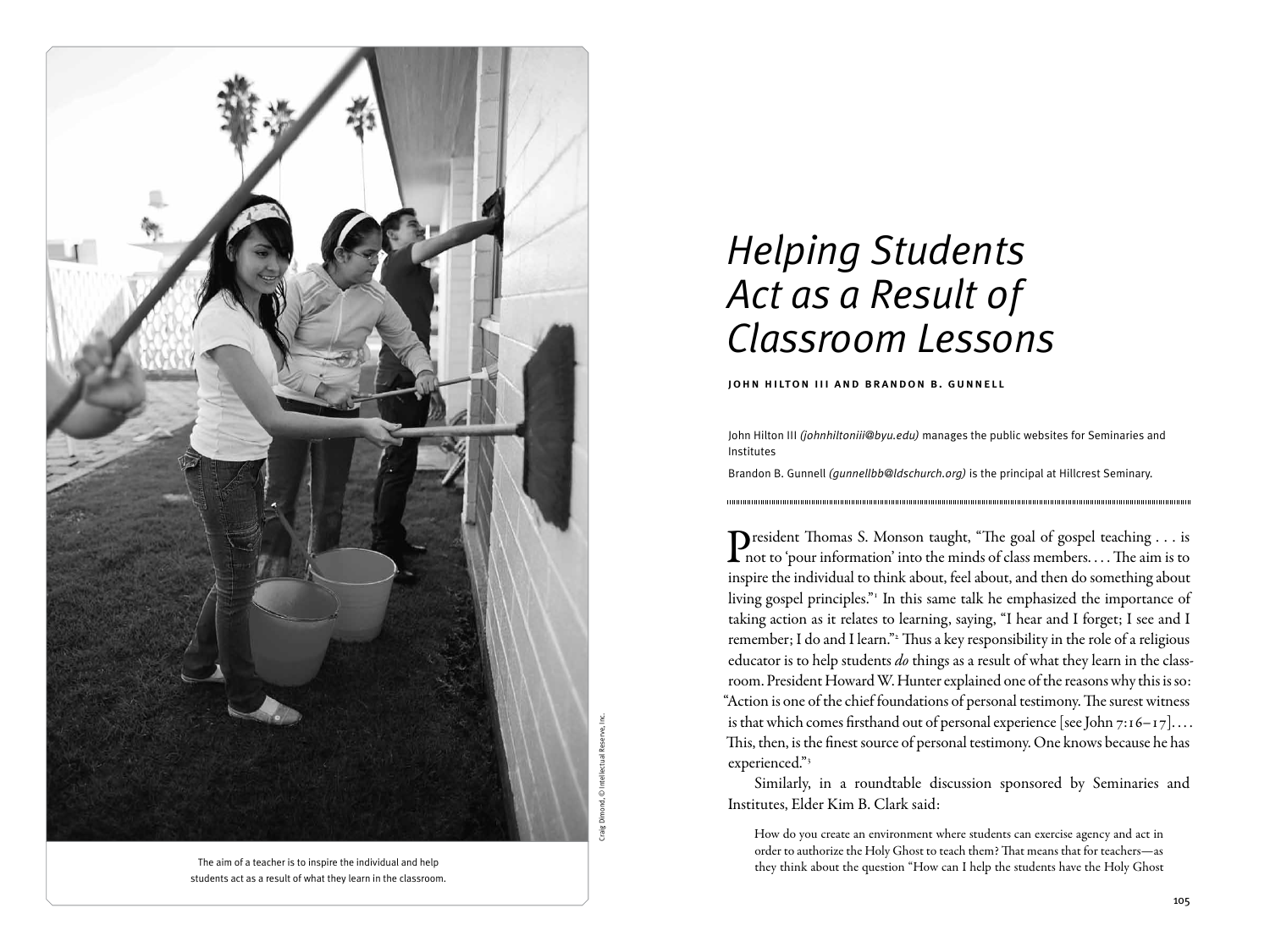The aim of a teacher is to inspire the individual and help students act as a result of what they learn in the classroom.

Craig Dimond, © Intellectual Reserve, Inc.

# *Helping Students Act as a Result of Classroom Lessons*

**JOHN HILTON III AND BRANDON B. GUNNELL**

John Hilton III *(johnhiltoniii@byu.edu)* manages the public websites for Seminaries and Institutes

Brandon B. Gunnell *(gunnellbb@ldschurch.org)* is the principal at Hillcrest Seminary.

President Thomas S. Monson taught, "The goal of gospel teaching . . . is not to 'pour information' into the minds of class members. . . . The aim is to inspire the individual to think about, feel about, and then do something about living gospel principles."[1] In this same talk he emphasized the importance of taking action as it relates to learning, saying, "I hear and I forget; I see and I remember; I do and I learn."[2] Thus a key responsibility in the role of a religious educator is to help students *do* things as a result of what they learn in the classroom. President Howard W. Hunter explained one of the reasons why this is so: "Action is one of the chief foundations of personal testimony. The surest witness is that which comes firsthand out of personal experience [see John 7:16–17]. . . . This, then, is the finest source of personal testimony. One knows because he has experienced."[3]

Similarly, in a roundtable discussion sponsored by Seminaries and Institutes, Elder Kim B. Clark said:

> How do you create an environment where students can exercise agency and act in order to authorize the Holy Ghost to teach them? That means that for teachers—as they think about the question "How can I help the students have the Holy Ghost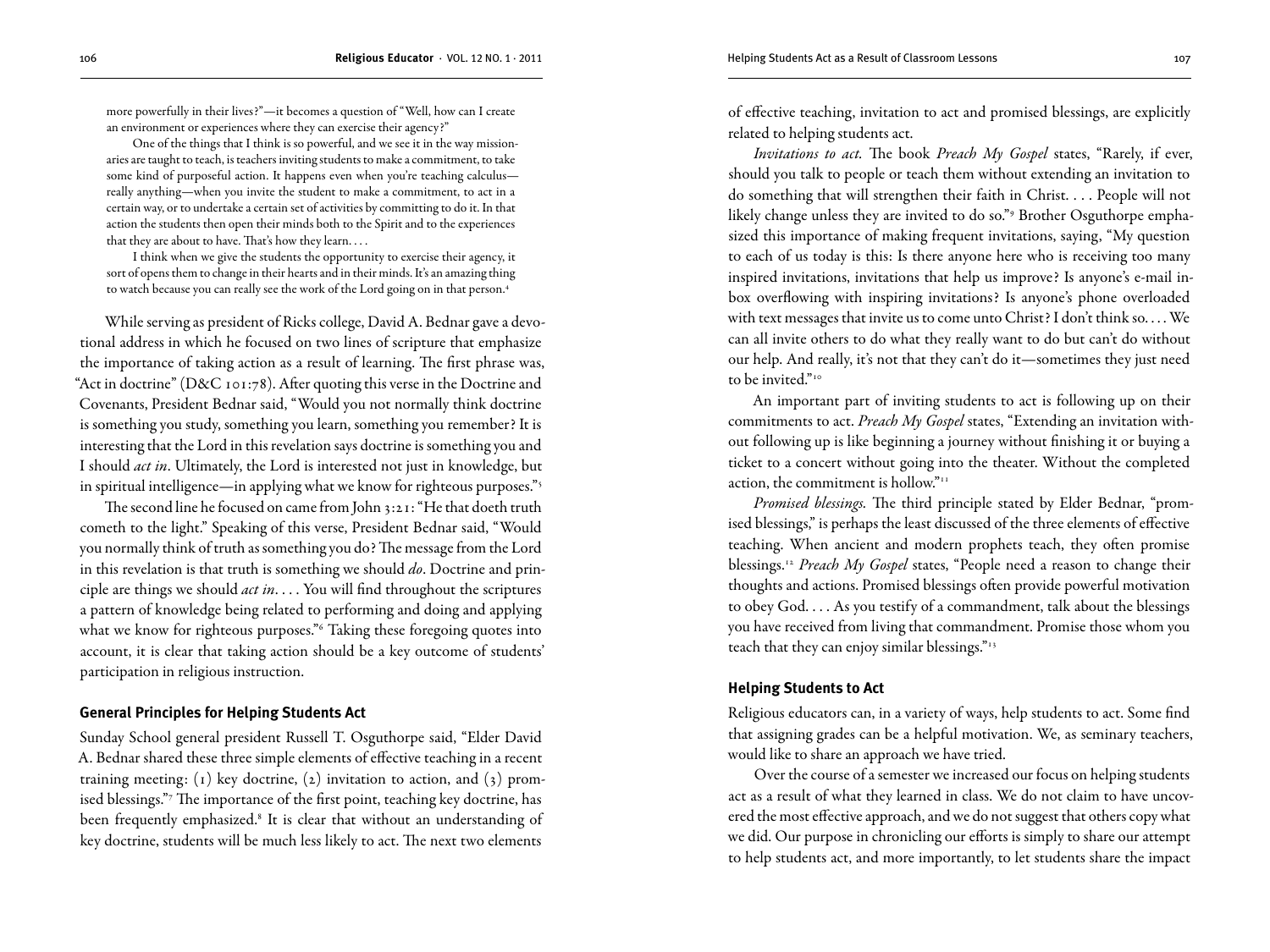more powerfully in their lives?"—it becomes a question of "Well, how can I create an environment or experiences where they can exercise their agency?"

> One of the things that I think is so powerful, and we see it in the way missionaries are taught to teach, is teachers inviting students to make a commitment, to take some kind of purposeful action. It happens even when you're teaching calculus—really anything—when you invite the student to make a commitment, to act in a certain way, or to undertake a certain set of activities by committing to do it. In that action the students then open their minds both to the Spirit and to the experiences that they are about to have. That's how they learn. . . .
>
> I think when we give the students the opportunity to exercise their agency, it sort of opens them to change in their hearts and in their minds. It's an amazing thing to watch because you can really see the work of the Lord going on in that person.[4]

While serving as president of Ricks college, David A. Bednar gave a devotional address in which he focused on two lines of scripture that emphasize the importance of taking action as a result of learning. The first phrase was, "Act in doctrine" (D&C 101:78). After quoting this verse in the Doctrine and Covenants, President Bednar said, "Would you not normally think doctrine is something you study, something you learn, something you remember? It is interesting that the Lord in this revelation says doctrine is something you and I should *act in*. Ultimately, the Lord is interested not just in knowledge, but in spiritual intelligence—in applying what we know for righteous purposes."[5]

The second line he focused on came from John 3:21: "He that doeth truth cometh to the light." Speaking of this verse, President Bednar said, "Would you normally think of truth as something you do? The message from the Lord in this revelation is that truth is something we should *do*. Doctrine and principle are things we should *act in*. . . . You will find throughout the scriptures a pattern of knowledge being related to performing and doing and applying what we know for righteous purposes."[6] Taking these foregoing quotes into account, it is clear that taking action should be a key outcome of students' participation in religious instruction.

## General Principles for Helping Students Act

Sunday School general president Russell T. Osguthorpe said, "Elder David A. Bednar shared these three simple elements of effective teaching in a recent training meeting: (1) key doctrine, (2) invitation to action, and (3) promised blessings."[7] The importance of the first point, teaching key doctrine, has been frequently emphasized.[8] It is clear that without an understanding of key doctrine, students will be much less likely to act. The next two elements of effective teaching, invitation to act and promised blessings, are explicitly related to helping students act.

*Invitations to act.* The book *Preach My Gospel* states, "Rarely, if ever, should you talk to people or teach them without extending an invitation to do something that will strengthen their faith in Christ. . . . People will not likely change unless they are invited to do so."[9] Brother Osguthorpe emphasized this importance of making frequent invitations, saying, "My question to each of us today is this: Is there anyone here who is receiving too many inspired invitations, invitations that help us improve? Is anyone's e-mail inbox overflowing with inspiring invitations? Is anyone's phone overloaded with text messages that invite us to come unto Christ? I don't think so. . . . We can all invite others to do what they really want to do but can't do without our help. And really, it's not that they can't do it—sometimes they just need to be invited."[10]

An important part of inviting students to act is following up on their commitments to act. *Preach My Gospel* states, "Extending an invitation without following up is like beginning a journey without finishing it or buying a ticket to a concert without going into the theater. Without the completed action, the commitment is hollow."[11]

*Promised blessings.* The third principle stated by Elder Bednar, "promised blessings," is perhaps the least discussed of the three elements of effective teaching. When ancient and modern prophets teach, they often promise blessings.[12] *Preach My Gospel* states, "People need a reason to change their thoughts and actions. Promised blessings often provide powerful motivation to obey God. . . . As you testify of a commandment, talk about the blessings you have received from living that commandment. Promise those whom you teach that they can enjoy similar blessings."[13]

## Helping Students to Act

Religious educators can, in a variety of ways, help students to act. Some find that assigning grades can be a helpful motivation. We, as seminary teachers, would like to share an approach we have tried.

Over the course of a semester we increased our focus on helping students act as a result of what they learned in class. We do not claim to have uncovered the most effective approach, and we do not suggest that others copy what we did. Our purpose in chronicling our efforts is simply to share our attempt to help students act, and more importantly, to let students share the impact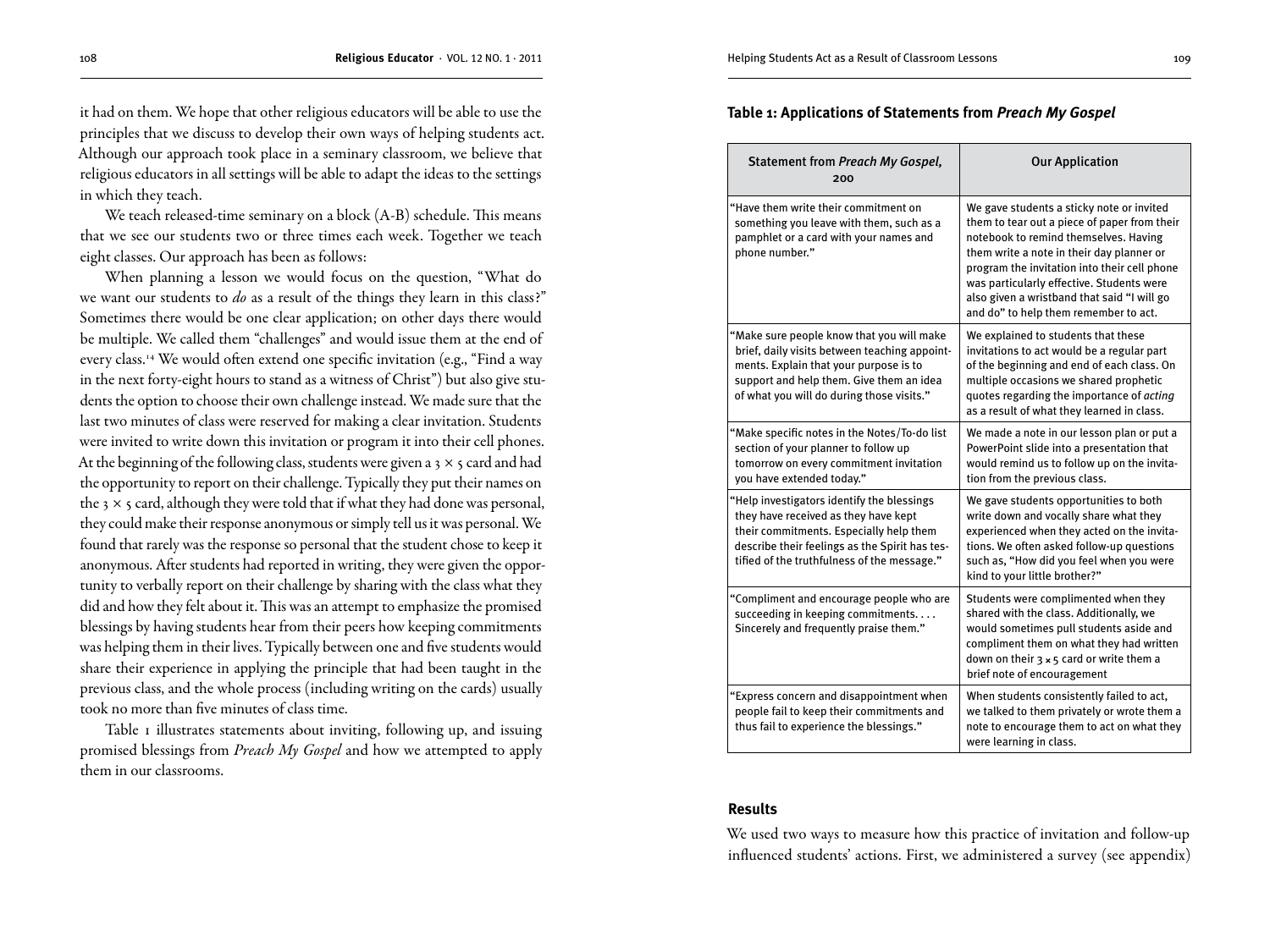it had on them. We hope that other religious educators will be able to use the principles that we discuss to develop their own ways of helping students act. Although our approach took place in a seminary classroom, we believe that religious educators in all settings will be able to adapt the ideas to the settings in which they teach.

We teach released-time seminary on a block (A-B) schedule. This means that we see our students two or three times each week. Together we teach eight classes. Our approach has been as follows:

When planning a lesson we would focus on the question, "What do we want our students to *do* as a result of the things they learn in this class?" Sometimes there would be one clear application; on other days there would be multiple. We called them "challenges" and would issue them at the end of every class.[14] We would often extend one specific invitation (e.g., "Find a way in the next forty-eight hours to stand as a witness of Christ") but also give students the option to choose their own challenge instead. We made sure that the last two minutes of class were reserved for making a clear invitation. Students were invited to write down this invitation or program it into their cell phones. At the beginning of the following class, students were given a 3 × 5 card and had the opportunity to report on their challenge. Typically they put their names on the 3 × 5 card, although they were told that if what they had done was personal, they could make their response anonymous or simply tell us it was personal. We found that rarely was the response so personal that the student chose to keep it anonymous. After students had reported in writing, they were given the opportunity to verbally report on their challenge by sharing with the class what they did and how they felt about it. This was an attempt to emphasize the promised blessings by having students hear from their peers how keeping commitments was helping them in their lives. Typically between one and five students would share their experience in applying the principle that had been taught in the previous class, and the whole process (including writing on the cards) usually took no more than five minutes of class time.

Table 1 illustrates statements about inviting, following up, and issuing promised blessings from *Preach My Gospel* and how we attempted to apply them in our classrooms.

**Table 1: Applications of Statements from *Preach My Gospel***

| Statement from *Preach My Gospel*, 200 | Our Application |
|---|---|
| "Have them write their commitment on something you leave with them, such as a pamphlet or a card with your names and phone number." | We gave students a sticky note or invited them to tear out a piece of paper from their notebook to remind themselves. Having them write a note in their day planner or program the invitation into their cell phone was particularly effective. Students were also given a wristband that said "I will go and do" to help them remember to act. |
| "Make sure people know that you will make brief, daily visits between teaching appointments. Explain that your purpose is to support and help them. Give them an idea of what you will do during those visits." | We explained to students that these invitations to act would be a regular part of the beginning and end of each class. On multiple occasions we shared prophetic quotes regarding the importance of *acting* as a result of what they learned in class. |
| "Make specific notes in the Notes/To-do list section of your planner to follow up tomorrow on every commitment invitation you have extended today." | We made a note in our lesson plan or put a PowerPoint slide into a presentation that would remind us to follow up on the invitation from the previous class. |
| "Help investigators identify the blessings they have received as they have kept their commitments. Especially help them describe their feelings as the Spirit has testified of the truthfulness of the message." | We gave students opportunities to both write down and vocally share what they experienced when they acted on the invitations. We often asked follow-up questions such as, "How did you feel when you were kind to your little brother?" |
| "Compliment and encourage people who are succeeding in keeping commitments. . . . Sincerely and frequently praise them." | Students were complimented when they shared with the class. Additionally, we would sometimes pull students aside and compliment them on what they had written down on their 3 × 5 card or write them a brief note of encouragement |
| "Express concern and disappointment when people fail to keep their commitments and thus fail to experience the blessings." | When students consistently failed to act, we talked to them privately or wrote them a note to encourage them to act on what they were learning in class. |

### Results

We used two ways to measure how this practice of invitation and follow-up influenced students' actions. First, we administered a survey (see appendix)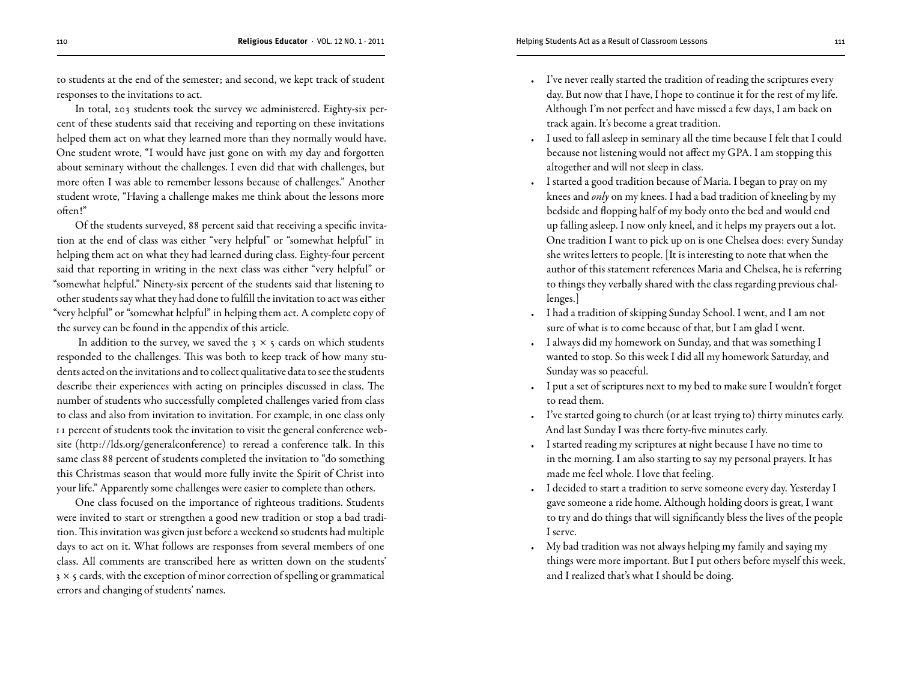to students at the end of the semester; and second, we kept track of student responses to the invitations to act.

In total, 203 students took the survey we administered. Eighty-six percent of these students said that receiving and reporting on these invitations helped them act on what they learned more than they normally would have. One student wrote, "I would have just gone on with my day and forgotten about seminary without the challenges. I even did that with challenges, but more often I was able to remember lessons because of challenges." Another student wrote, "Having a challenge makes me think about the lessons more often!"

Of the students surveyed, 88 percent said that receiving a specific invitation at the end of class was either "very helpful" or "somewhat helpful" in helping them act on what they had learned during class. Eighty-four percent said that reporting in writing in the next class was either "very helpful" or "somewhat helpful." Ninety-six percent of the students said that listening to other students say what they had done to fulfill the invitation to act was either "very helpful" or "somewhat helpful" in helping them act. A complete copy of the survey can be found in the appendix of this article.

In addition to the survey, we saved the 3 × 5 cards on which students responded to the challenges. This was both to keep track of how many students acted on the invitations and to collect qualitative data to see the students describe their experiences with acting on principles discussed in class. The number of students who successfully completed challenges varied from class to class and also from invitation to invitation. For example, in one class only 11 percent of students took the invitation to visit the general conference website (http://lds.org/generalconference) to reread a conference talk. In this same class 88 percent of students completed the invitation to "do something this Christmas season that would more fully invite the Spirit of Christ into your life." Apparently some challenges were easier to complete than others.

One class focused on the importance of righteous traditions. Students were invited to start or strengthen a good new tradition or stop a bad tradition. This invitation was given just before a weekend so students had multiple days to act on it. What follows are responses from several members of one class. All comments are transcribed here as written down on the students' 3 × 5 cards, with the exception of minor correction of spelling or grammatical errors and changing of students' names.

- I've never really started the tradition of reading the scriptures every day. But now that I have, I hope to continue it for the rest of my life. Although I'm not perfect and have missed a few days, I am back on track again. It's become a great tradition.
- I used to fall asleep in seminary all the time because I felt that I could because not listening would not affect my GPA. I am stopping this altogether and will not sleep in class.
- I started a good tradition because of Maria. I began to pray on my knees and *only* on my knees. I had a bad tradition of kneeling by my bedside and flopping half of my body onto the bed and would end up falling asleep. I now only kneel, and it helps my prayers out a lot. One tradition I want to pick up on is one Chelsea does: every Sunday she writes letters to people. [It is interesting to note that when the author of this statement references Maria and Chelsea, he is referring to things they verbally shared with the class regarding previous challenges.]
- I had a tradition of skipping Sunday School. I went, and I am not sure of what is to come because of that, but I am glad I went.
- I always did my homework on Sunday, and that was something I wanted to stop. So this week I did all my homework Saturday, and Sunday was so peaceful.
- I put a set of scriptures next to my bed to make sure I wouldn't forget to read them.
- I've started going to church (or at least trying to) thirty minutes early. And last Sunday I was there forty-five minutes early.
- I started reading my scriptures at night because I have no time to in the morning. I am also starting to say my personal prayers. It has made me feel whole. I love that feeling.
- I decided to start a tradition to serve someone every day. Yesterday I gave someone a ride home. Although holding doors is great, I want to try and do things that will significantly bless the lives of the people I serve.
- My bad tradition was not always helping my family and saying my things were more important. But I put others before myself this week, and I realized that's what I should be doing.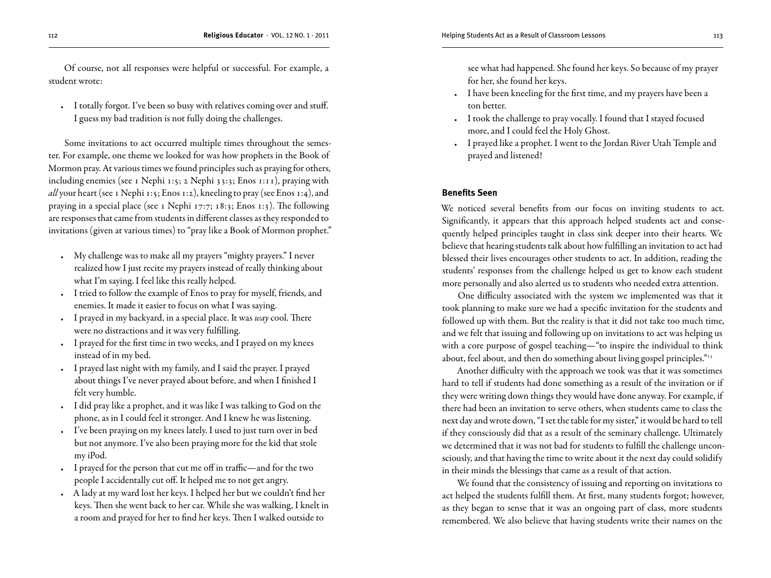Of course, not all responses were helpful or successful. For example, a student wrote:

- I totally forgot. I've been so busy with relatives coming over and stuff. I guess my bad tradition is not fully doing the challenges.

Some invitations to act occurred multiple times throughout the semester. For example, one theme we looked for was how prophets in the Book of Mormon pray. At various times we found principles such as praying for others, including enemies (see 1 Nephi 1:5; 2 Nephi 33:3; Enos 1:11), praying with *all* your heart (see 1 Nephi 1:5; Enos 1:2), kneeling to pray (see Enos 1:4), and praying in a special place (see 1 Nephi 17:7; 18:3; Enos 1:3). The following are responses that came from students in different classes as they responded to invitations (given at various times) to "pray like a Book of Mormon prophet."

- My challenge was to make all my prayers "mighty prayers." I never realized how I just recite my prayers instead of really thinking about what I'm saying. I feel like this really helped.
- I tried to follow the example of Enos to pray for myself, friends, and enemies. It made it easier to focus on what I was saying.
- I prayed in my backyard, in a special place. It was *way* cool. There were no distractions and it was very fulfilling.
- I prayed for the first time in two weeks, and I prayed on my knees instead of in my bed.
- I prayed last night with my family, and I said the prayer. I prayed about things I've never prayed about before, and when I finished I felt very humble.
- I did pray like a prophet, and it was like I was talking to God on the phone, as in I could feel it stronger. And I knew he was listening.
- I've been praying on my knees lately. I used to just turn over in bed but not anymore. I've also been praying more for the kid that stole my iPod.
- I prayed for the person that cut me off in traffic—and for the two people I accidentally cut off. It helped me to not get angry.
- A lady at my ward lost her keys. I helped her but we couldn't find her keys. Then she went back to her car. While she was walking, I knelt in a room and prayed for her to find her keys. Then I walked outside to see what had happened. She found her keys. So because of my prayer for her, she found her keys.
- I have been kneeling for the first time, and my prayers have been a ton better.
- I took the challenge to pray vocally. I found that I stayed focused more, and I could feel the Holy Ghost.
- I prayed like a prophet. I went to the Jordan River Utah Temple and prayed and listened!

### Benefits Seen

We noticed several benefits from our focus on inviting students to act. Significantly, it appears that this approach helped students act and consequently helped principles taught in class sink deeper into their hearts. We believe that hearing students talk about how fulfilling an invitation to act had blessed their lives encourages other students to act. In addition, reading the students' responses from the challenge helped us get to know each student more personally and also alerted us to students who needed extra attention.

One difficulty associated with the system we implemented was that it took planning to make sure we had a specific invitation for the students and followed up with them. But the reality is that it did not take too much time, and we felt that issuing and following up on invitations to act was helping us with a core purpose of gospel teaching—"to inspire the individual to think about, feel about, and then do something about living gospel principles."[15]

Another difficulty with the approach we took was that it was sometimes hard to tell if students had done something as a result of the invitation or if they were writing down things they would have done anyway. For example, if there had been an invitation to serve others, when students came to class the next day and wrote down, "I set the table for my sister," it would be hard to tell if they consciously did that as a result of the seminary challenge. Ultimately we determined that it was not bad for students to fulfill the challenge unconsciously, and that having the time to write about it the next day could solidify in their minds the blessings that came as a result of that action.

We found that the consistency of issuing and reporting on invitations to act helped the students fulfill them. At first, many students forgot; however, as they began to sense that it was an ongoing part of class, more students remembered. We also believe that having students write their names on the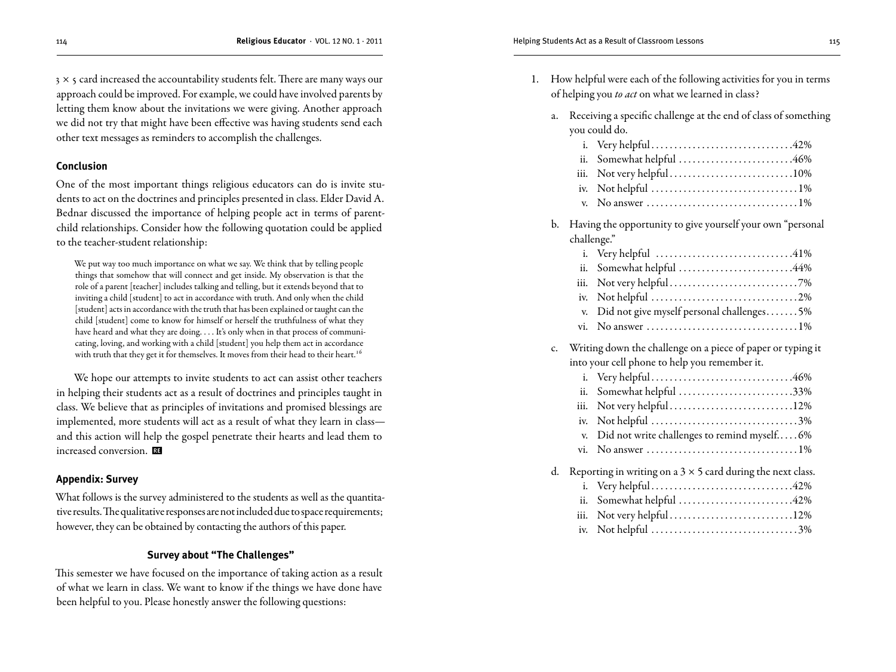$3 \times 5$ card increased the accountability students felt. There are many ways our approach could be improved. For example, we could have involved parents by letting them know about the invitations we were giving. Another approach we did not try that might have been effective was having students send each other text messages as reminders to accomplish the challenges.

### Conclusion

One of the most important things religious educators can do is invite students to act on the doctrines and principles presented in class. Elder David A. Bednar discussed the importance of helping people act in terms of parent-child relationships. Consider how the following quotation could be applied to the teacher-student relationship:

> We put way too much importance on what we say. We think that by telling people things that somehow that will connect and get inside. My observation is that the role of a parent [teacher] includes talking and telling, but it extends beyond that to inviting a child [student] to act in accordance with truth. And only when the child [student] acts in accordance with the truth that has been explained or taught can the child [student] come to know for himself or herself the truthfulness of what they have heard and what they are doing. . . . It's only when in that process of communicating, loving, and working with a child [student] you help them act in accordance with truth that they get it for themselves. It moves from their head to their heart.[16]

We hope our attempts to invite students to act can assist other teachers in helping their students act as a result of doctrines and principles taught in class. We believe that as principles of invitations and promised blessings are implemented, more students will act as a result of what they learn in class—and this action will help the gospel penetrate their hearts and lead them to increased conversion.

### Appendix: Survey

What follows is the survey administered to the students as well as the quantitative results. The qualitative responses are not included due to space requirements; however, they can be obtained by contacting the authors of this paper.

#### Survey about "The Challenges"

This semester we have focused on the importance of taking action as a result of what we learn in class. We want to know if the things we have done have been helpful to you. Please honestly answer the following questions:

1. How helpful were each of the following activities for you in terms of helping you *to act* on what we learned in class?

   a. Receiving a specific challenge at the end of class of something you could do.
      - i. Very helpful . . . . . . . . . . 42%
      - ii. Somewhat helpful . . . . . . . . . . 46%
      - iii. Not very helpful . . . . . . . . . . 10%
      - iv. Not helpful . . . . . . . . . . 1%
      - v. No answer . . . . . . . . . . 1%

   b. Having the opportunity to give yourself your own "personal challenge."
      - i. Very helpful . . . . . . . . . . 41%
      - ii. Somewhat helpful . . . . . . . . . . 44%
      - iii. Not very helpful . . . . . . . . . . 7%
      - iv. Not helpful . . . . . . . . . . 2%
      - v. Did not give myself personal challenges . . . . . . . 5%
      - vi. No answer . . . . . . . . . . 1%

   c. Writing down the challenge on a piece of paper or typing it into your cell phone to help you remember it.
      - i. Very helpful . . . . . . . . . . 46%
      - ii. Somewhat helpful . . . . . . . . . . 33%
      - iii. Not very helpful . . . . . . . . . . 12%
      - iv. Not helpful . . . . . . . . . . 3%
      - v. Did not write challenges to remind myself. . . . . 6%
      - vi. No answer . . . . . . . . . . 1%

   d. Reporting in writing on a $3 \times 5$ card during the next class.
      - i. Very helpful . . . . . . . . . . 42%
      - ii. Somewhat helpful . . . . . . . . . . 42%
      - iii. Not very helpful . . . . . . . . . . 12%
      - iv. Not helpful . . . . . . . . . . 3%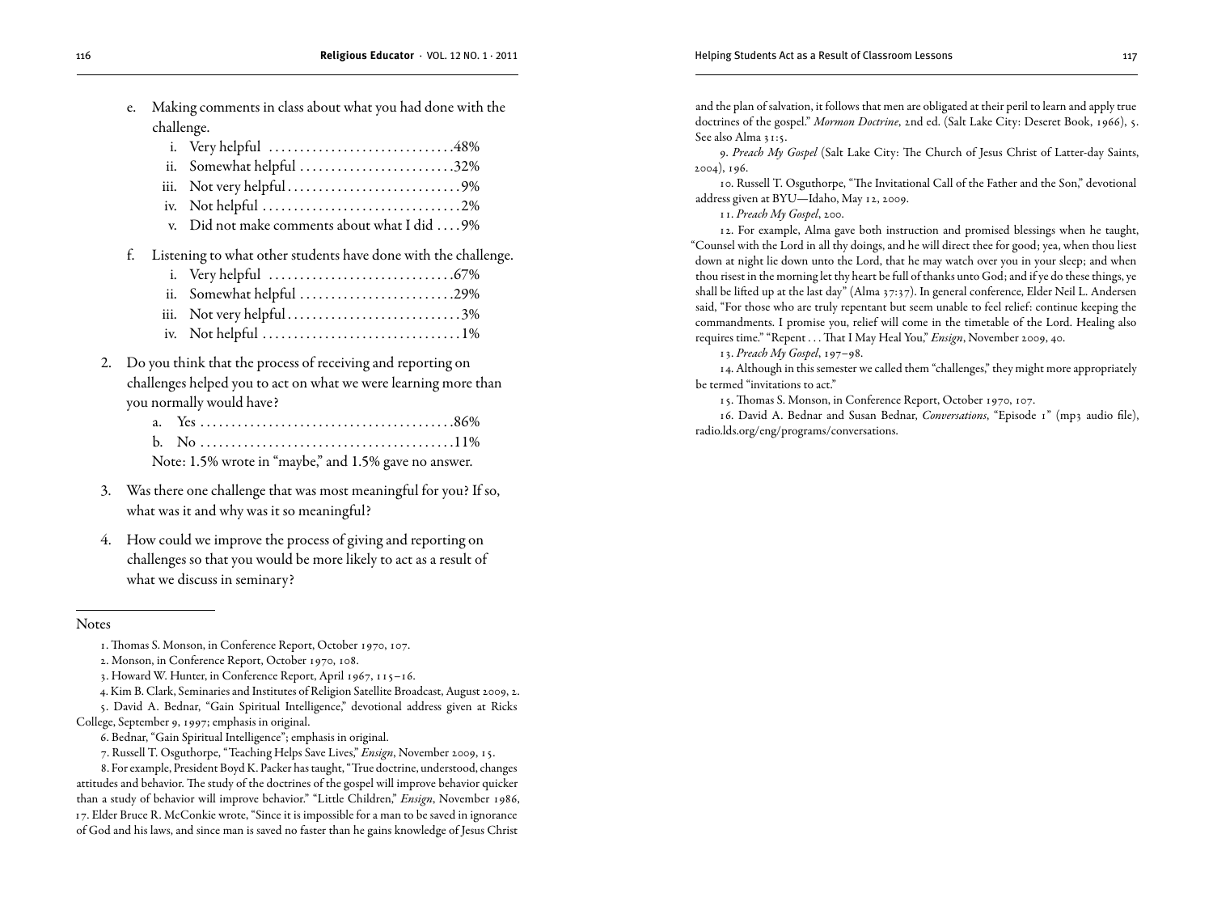e. Making comments in class about what you had done with the challenge.
   i. Very helpful .............................48%
   ii. Somewhat helpful ........................32%
   iii. Not very helpful...........................9%
   iv. Not helpful ...............................2%
   v. Did not make comments about what I did ....9%

f. Listening to what other students have done with the challenge.
   i. Very helpful .............................67%
   ii. Somewhat helpful ........................29%
   iii. Not very helpful...........................3%
   iv. Not helpful ...............................1%

2. Do you think that the process of receiving and reporting on challenges helped you to act on what we were learning more than you normally would have?
   a. Yes .......................................86%
   b. No ........................................11%
   Note: 1.5% wrote in "maybe," and 1.5% gave no answer.

3. Was there one challenge that was most meaningful for you? If so, what was it and why was it so meaningful?

4. How could we improve the process of giving and reporting on challenges so that you would be more likely to act as a result of what we discuss in seminary?

## Notes

1. Thomas S. Monson, in Conference Report, October 1970, 107.

2. Monson, in Conference Report, October 1970, 108.

3. Howard W. Hunter, in Conference Report, April 1967, 115–16.

4. Kim B. Clark, Seminaries and Institutes of Religion Satellite Broadcast, August 2009, 2.

5. David A. Bednar, "Gain Spiritual Intelligence," devotional address given at Ricks College, September 9, 1997; emphasis in original.

6. Bednar, "Gain Spiritual Intelligence"; emphasis in original.

7. Russell T. Osguthorpe, "Teaching Helps Save Lives," *Ensign*, November 2009, 15.

8. For example, President Boyd K. Packer has taught, "True doctrine, understood, changes attitudes and behavior. The study of the doctrines of the gospel will improve behavior quicker than a study of behavior will improve behavior." "Little Children," *Ensign*, November 1986, 17. Elder Bruce R. McConkie wrote, "Since it is impossible for a man to be saved in ignorance of God and his laws, and since man is saved no faster than he gains knowledge of Jesus Christ and the plan of salvation, it follows that men are obligated at their peril to learn and apply true doctrines of the gospel." *Mormon Doctrine*, 2nd ed. (Salt Lake City: Deseret Book, 1966), 5. See also Alma 31:5.

9. *Preach My Gospel* (Salt Lake City: The Church of Jesus Christ of Latter-day Saints, 2004), 196.

10. Russell T. Osguthorpe, "The Invitational Call of the Father and the Son," devotional address given at BYU—Idaho, May 12, 2009.

11. *Preach My Gospel*, 200.

12. For example, Alma gave both instruction and promised blessings when he taught, "Counsel with the Lord in all thy doings, and he will direct thee for good; yea, when thou liest down at night lie down unto the Lord, that he may watch over you in your sleep; and when thou risest in the morning let thy heart be full of thanks unto God; and if ye do these things, ye shall be lifted up at the last day" (Alma 37:37). In general conference, Elder Neil L. Andersen said, "For those who are truly repentant but seem unable to feel relief: continue keeping the commandments. I promise you, relief will come in the timetable of the Lord. Healing also requires time." "Repent . . . That I May Heal You," *Ensign*, November 2009, 40.

13. *Preach My Gospel*, 197–98.

14. Although in this semester we called them "challenges," they might more appropriately be termed "invitations to act."

15. Thomas S. Monson, in Conference Report, October 1970, 107.

16. David A. Bednar and Susan Bednar, *Conversations*, "Episode 1" (mp3 audio file), radio.lds.org/eng/programs/conversations.